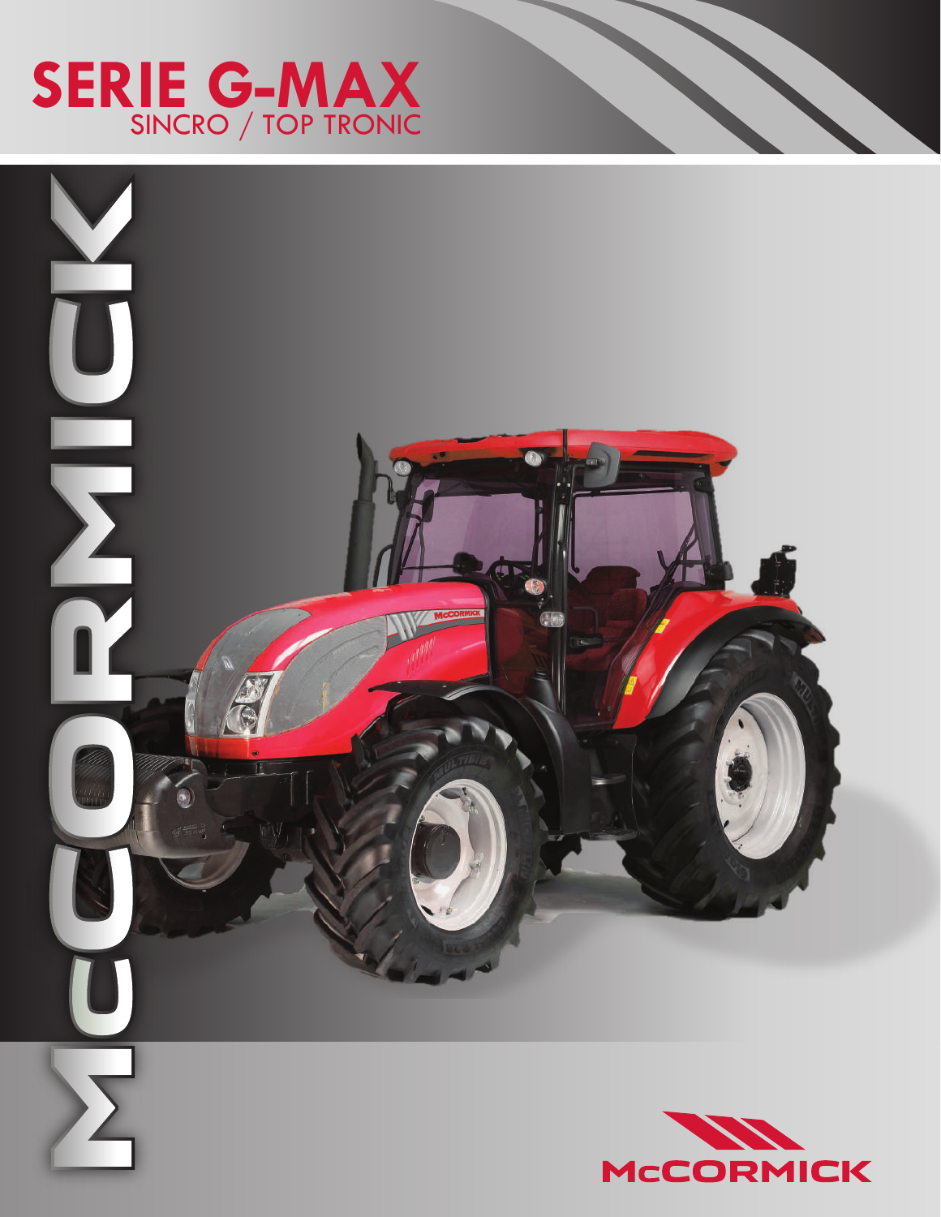# SERIE G-MAX

## SINCRO / TOP TRONIC

MCCORMICK

McCORMICK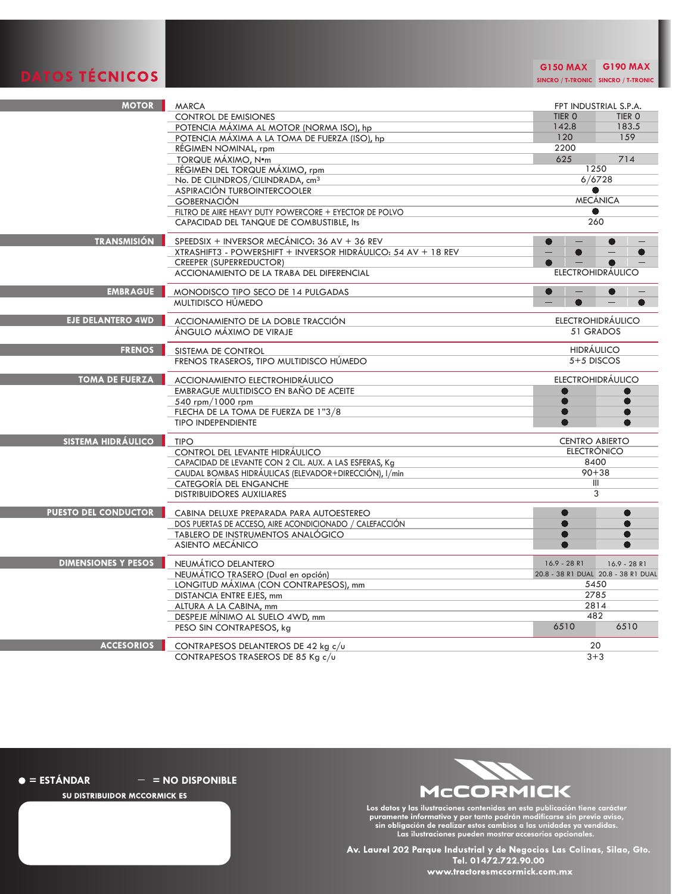# DATOS TÉCNICOS

| | | G150 MAX SINCRO / T-TRONIC | | G190 MAX SINCRO / T-TRONIC | |
|---|---|---|---|---|---|
| **MOTOR** | MARCA | FPT INDUSTRIAL S.P.A. | | | |
| | CONTROL DE EMISIONES | TIER 0 | | TIER 0 | |
| | POTENCIA MÁXIMA AL MOTOR (NORMA ISO), hp | 142.8 | | 183.5 | |
| | POTENCIA MÁXIMA A LA TOMA DE FUERZA (ISO), hp | 120 | | 159 | |
| | RÉGIMEN NOMINAL, rpm | 2200 | | | |
| | TORQUE MÁXIMO, N•m | 625 | | 714 | |
| | RÉGIMEN DEL TORQUE MÁXIMO, rpm | 1250 | | | |
| | No. DE CILINDROS/CILINDRADA, cm³ | 6/6728 | | | |
| | ASPIRACIÓN TURBOINTERCOOLER | ● | | | |
| | GOBERNACIÓN | MECÁNICA | | | |
| | FILTRO DE AIRE HEAVY DUTY POWERCORE + EYECTOR DE POLVO | ● | | | |
| | CAPACIDAD DEL TANQUE DE COMBUSTIBLE, lts | 260 | | | |
| **TRANSMISIÓN** | SPEEDSIX + INVERSOR MECÁNICO: 36 AV + 36 REV | ● | — | ● | — |
| | XTRASHIFT3 - POWERSHIFT + INVERSOR HIDRÁULICO: 54 AV + 18 REV | — | ● | — | ● |
| | CREEPER (SUPERREDUCTOR) | ● | — | ● | — |
| | ACCIONAMIENTO DE LA TRABA DEL DIFERENCIAL | ELECTROHIDRÁULICO | | | |
| **EMBRAGUE** | MONODISCO TIPO SECO DE 14 PULGADAS | ● | — | ● | — |
| | MULTIDISCO HÚMEDO | — | ● | — | ● |
| **EJE DELANTERO 4WD** | ACCIONAMIENTO DE LA DOBLE TRACCIÓN | ELECTROHIDRÁULICO | | | |
| | ÁNGULO MÁXIMO DE VIRAJE | 51 GRADOS | | | |
| **FRENOS** | SISTEMA DE CONTROL | HIDRÁULICO | | | |
| | FRENOS TRASEROS, TIPO MULTIDISCO HÚMEDO | 5+5 DISCOS | | | |
| **TOMA DE FUERZA** | ACCIONAMIENTO ELECTROHIDRÁULICO | ELECTROHIDRÁULICO | | | |
| | EMBRAGUE MULTIDISCO EN BAÑO DE ACEITE | ● | | ● | |
| | 540 rpm/1000 rpm | ● | | ● | |
| | FLECHA DE LA TOMA DE FUERZA DE 1"3/8 | ● | | ● | |
| | TIPO INDEPENDIENTE | ● | | ● | |
| **SISTEMA HIDRÁULICO** | TIPO | CENTRO ABIERTO | | | |
| | CONTROL DEL LEVANTE HIDRÁULICO | ELECTRÓNICO | | | |
| | CAPACIDAD DE LEVANTE CON 2 CIL. AUX. A LAS ESFERAS, Kg | 8400 | | | |
| | CAUDAL BOMBAS HIDRÁULICAS (ELEVADOR+DIRECCIÓN), l/min | 90+38 | | | |
| | CATEGORÍA DEL ENGANCHE | III | | | |
| | DISTRIBUIDORES AUXILIARES | 3 | | | |
| **PUESTO DEL CONDUCTOR** | CABINA DELUXE PREPARADA PARA AUTOESTEREO | ● | | ● | |
| | DOS PUERTAS DE ACCESO, AIRE ACONDICIONADO / CALEFACCIÓN | ● | | ● | |
| | TABLERO DE INSTRUMENTOS ANALÓGICO | ● | | ● | |
| | ASIENTO MECÁNICO | ● | | ● | |
| **DIMENSIONES Y PESOS** | NEUMÁTICO DELANTERO | 16.9 - 28 R1 | | 16.9 - 28 R1 | |
| | NEUMÁTICO TRASERO (Dual en opción) | 20.8 - 38 R1 DUAL | | 20.8 - 38 R1 DUAL | |
| | LONGITUD MÁXIMA (CON CONTRAPESOS), mm | 5450 | | | |
| | DISTANCIA ENTRE EJES, mm | 2785 | | | |
| | ALTURA A LA CABINA, mm | 2814 | | | |
| | DESPEJE MÍNIMO AL SUELO 4WD, mm | 482 | | | |
| | PESO SIN CONTRAPESOS, kg | 6510 | | 6510 | |
| **ACCESORIOS** | CONTRAPESOS DELANTEROS DE 42 kg c/u | 20 | | | |
| | CONTRAPESOS TRASEROS DE 85 Kg c/u | 3+3 | | | |

● = ESTÁNDAR — = NO DISPONIBLE

SU DISTRIBUIDOR MCCORMICK ES

McCORMICK

Los datos y las ilustraciones contenidas en esta publicación tiene carácter puramente informativo y por tanto podrán modificarse sin previo aviso, sin obligación de realizar estos cambios a las unidades ya vendidas. Las ilustraciones pueden mostrar accesorios opcionales.

Av. Laurel 202 Parque Industrial y de Negocios Las Colinas, Silao, Gto.
Tel. 01472.722.90.00
www.tractoresmccormick.com.mx